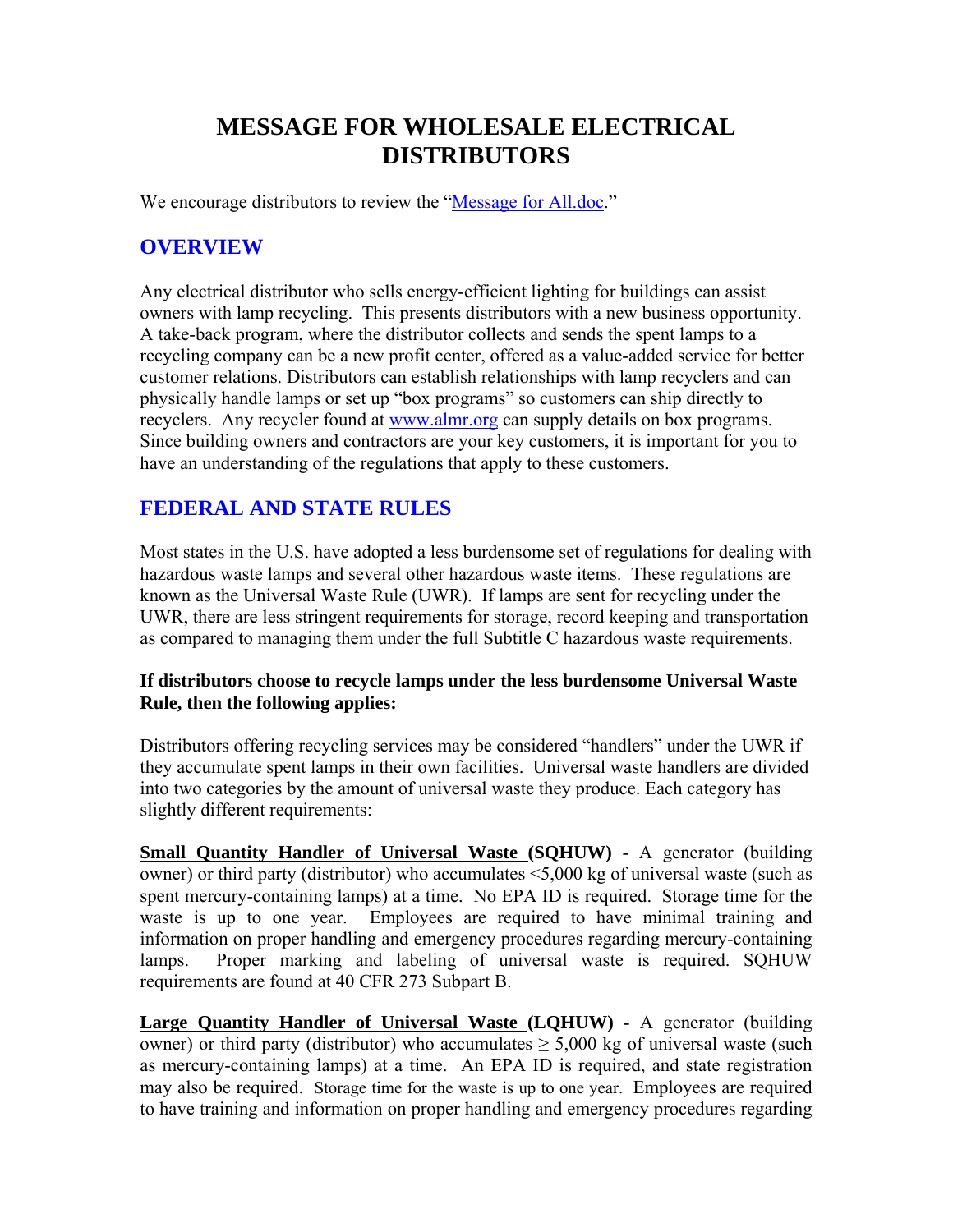# MESSAGE FOR WHOLESALE ELECTRICAL DISTRIBUTORS

We encourage distributors to review the "[Message for All.doc](Message for All.doc)."

## OVERVIEW

Any electrical distributor who sells energy-efficient lighting for buildings can assist owners with lamp recycling. This presents distributors with a new business opportunity. A take-back program, where the distributor collects and sends the spent lamps to a recycling company can be a new profit center, offered as a value-added service for better customer relations. Distributors can establish relationships with lamp recyclers and can physically handle lamps or set up "box programs" so customers can ship directly to recyclers. Any recycler found at [www.almr.org](www.almr.org) can supply details on box programs. Since building owners and contractors are your key customers, it is important for you to have an understanding of the regulations that apply to these customers.

## FEDERAL AND STATE RULES

Most states in the U.S. have adopted a less burdensome set of regulations for dealing with hazardous waste lamps and several other hazardous waste items. These regulations are known as the Universal Waste Rule (UWR). If lamps are sent for recycling under the UWR, there are less stringent requirements for storage, record keeping and transportation as compared to managing them under the full Subtitle C hazardous waste requirements.

**If distributors choose to recycle lamps under the less burdensome Universal Waste Rule, then the following applies:**

Distributors offering recycling services may be considered "handlers" under the UWR if they accumulate spent lamps in their own facilities. Universal waste handlers are divided into two categories by the amount of universal waste they produce. Each category has slightly different requirements:

**Small Quantity Handler of Universal Waste (SQHUW)** - A generator (building owner) or third party (distributor) who accumulates <5,000 kg of universal waste (such as spent mercury-containing lamps) at a time. No EPA ID is required. Storage time for the waste is up to one year. Employees are required to have minimal training and information on proper handling and emergency procedures regarding mercury-containing lamps. Proper marking and labeling of universal waste is required. SQHUW requirements are found at 40 CFR 273 Subpart B.

**Large Quantity Handler of Universal Waste (LQHUW)** - A generator (building owner) or third party (distributor) who accumulates ≥ 5,000 kg of universal waste (such as mercury-containing lamps) at a time. An EPA ID is required, and state registration may also be required. Storage time for the waste is up to one year. Employees are required to have training and information on proper handling and emergency procedures regarding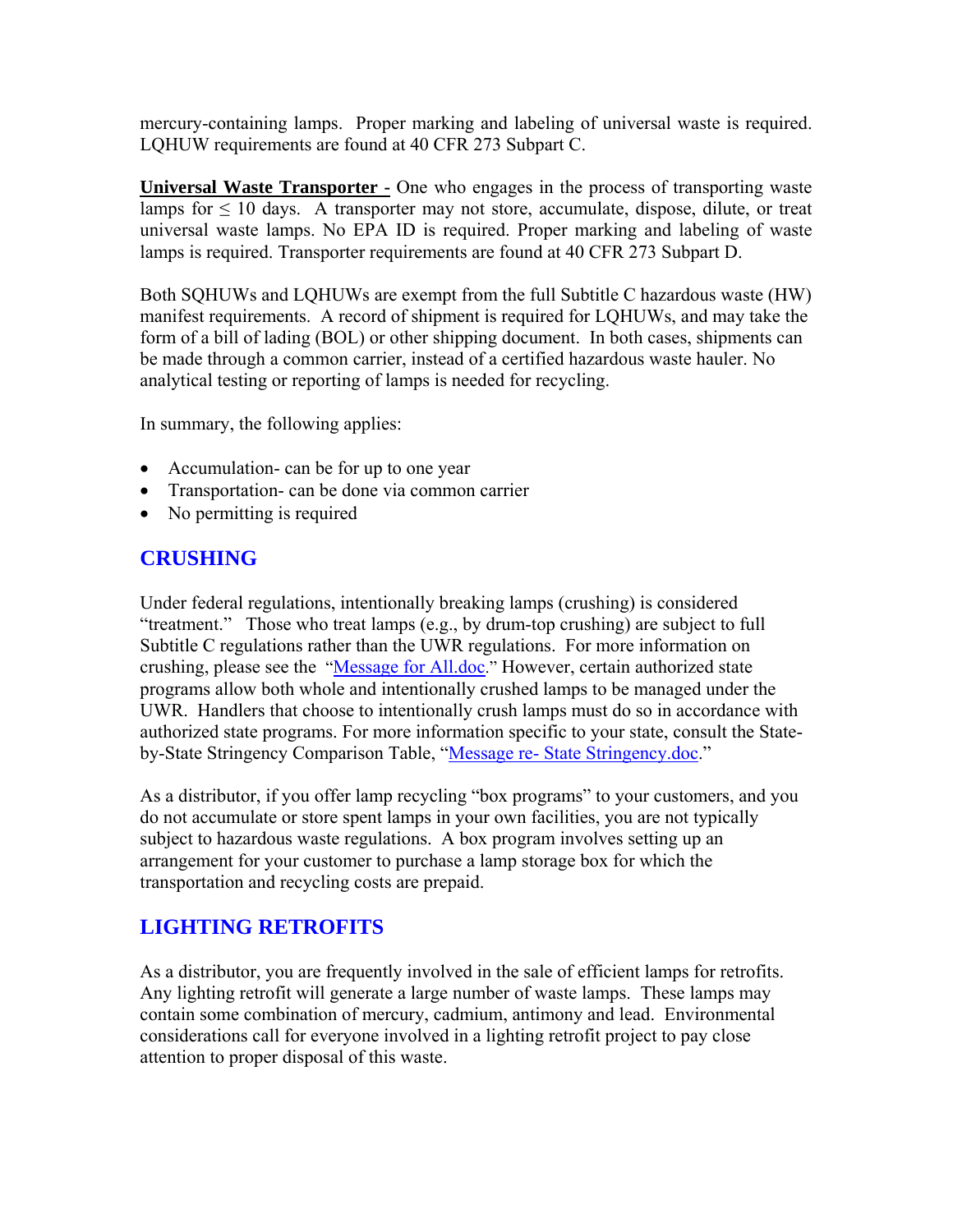mercury-containing lamps. Proper marking and labeling of universal waste is required. LQHUW requirements are found at 40 CFR 273 Subpart C.

**Universal Waste Transporter -** One who engages in the process of transporting waste lamps for ≤ 10 days. A transporter may not store, accumulate, dispose, dilute, or treat universal waste lamps. No EPA ID is required. Proper marking and labeling of waste lamps is required. Transporter requirements are found at 40 CFR 273 Subpart D.

Both SQHUWs and LQHUWs are exempt from the full Subtitle C hazardous waste (HW) manifest requirements. A record of shipment is required for LQHUWs, and may take the form of a bill of lading (BOL) or other shipping document. In both cases, shipments can be made through a common carrier, instead of a certified hazardous waste hauler. No analytical testing or reporting of lamps is needed for recycling.

In summary, the following applies:

- Accumulation- can be for up to one year
- Transportation- can be done via common carrier
- No permitting is required

## CRUSHING

Under federal regulations, intentionally breaking lamps (crushing) is considered "treatment." Those who treat lamps (e.g., by drum-top crushing) are subject to full Subtitle C regulations rather than the UWR regulations. For more information on crushing, please see the "Message for All.doc." However, certain authorized state programs allow both whole and intentionally crushed lamps to be managed under the UWR. Handlers that choose to intentionally crush lamps must do so in accordance with authorized state programs. For more information specific to your state, consult the State-by-State Stringency Comparison Table, "Message re- State Stringency.doc."

As a distributor, if you offer lamp recycling "box programs" to your customers, and you do not accumulate or store spent lamps in your own facilities, you are not typically subject to hazardous waste regulations. A box program involves setting up an arrangement for your customer to purchase a lamp storage box for which the transportation and recycling costs are prepaid.

## LIGHTING RETROFITS

As a distributor, you are frequently involved in the sale of efficient lamps for retrofits. Any lighting retrofit will generate a large number of waste lamps. These lamps may contain some combination of mercury, cadmium, antimony and lead. Environmental considerations call for everyone involved in a lighting retrofit project to pay close attention to proper disposal of this waste.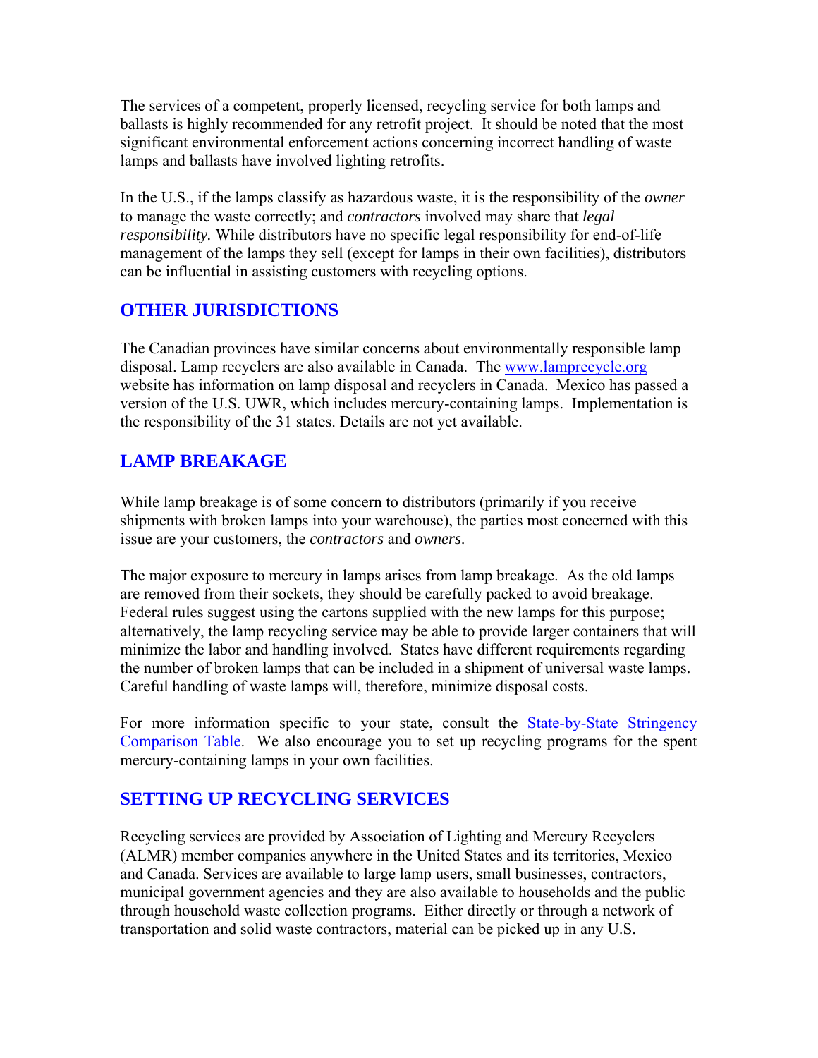The services of a competent, properly licensed, recycling service for both lamps and ballasts is highly recommended for any retrofit project. It should be noted that the most significant environmental enforcement actions concerning incorrect handling of waste lamps and ballasts have involved lighting retrofits.

In the U.S., if the lamps classify as hazardous waste, it is the responsibility of the *owner* to manage the waste correctly; and *contractors* involved may share that *legal responsibility.* While distributors have no specific legal responsibility for end-of-life management of the lamps they sell (except for lamps in their own facilities), distributors can be influential in assisting customers with recycling options.

## OTHER JURISDICTIONS

The Canadian provinces have similar concerns about environmentally responsible lamp disposal. Lamp recyclers are also available in Canada. The www.lamprecycle.org website has information on lamp disposal and recyclers in Canada. Mexico has passed a version of the U.S. UWR, which includes mercury-containing lamps. Implementation is the responsibility of the 31 states. Details are not yet available.

## LAMP BREAKAGE

While lamp breakage is of some concern to distributors (primarily if you receive shipments with broken lamps into your warehouse), the parties most concerned with this issue are your customers, the *contractors* and *owners*.

The major exposure to mercury in lamps arises from lamp breakage. As the old lamps are removed from their sockets, they should be carefully packed to avoid breakage. Federal rules suggest using the cartons supplied with the new lamps for this purpose; alternatively, the lamp recycling service may be able to provide larger containers that will minimize the labor and handling involved. States have different requirements regarding the number of broken lamps that can be included in a shipment of universal waste lamps. Careful handling of waste lamps will, therefore, minimize disposal costs.

For more information specific to your state, consult the State-by-State Stringency Comparison Table. We also encourage you to set up recycling programs for the spent mercury-containing lamps in your own facilities.

## SETTING UP RECYCLING SERVICES

Recycling services are provided by Association of Lighting and Mercury Recyclers (ALMR) member companies anywhere in the United States and its territories, Mexico and Canada. Services are available to large lamp users, small businesses, contractors, municipal government agencies and they are also available to households and the public through household waste collection programs. Either directly or through a network of transportation and solid waste contractors, material can be picked up in any U.S.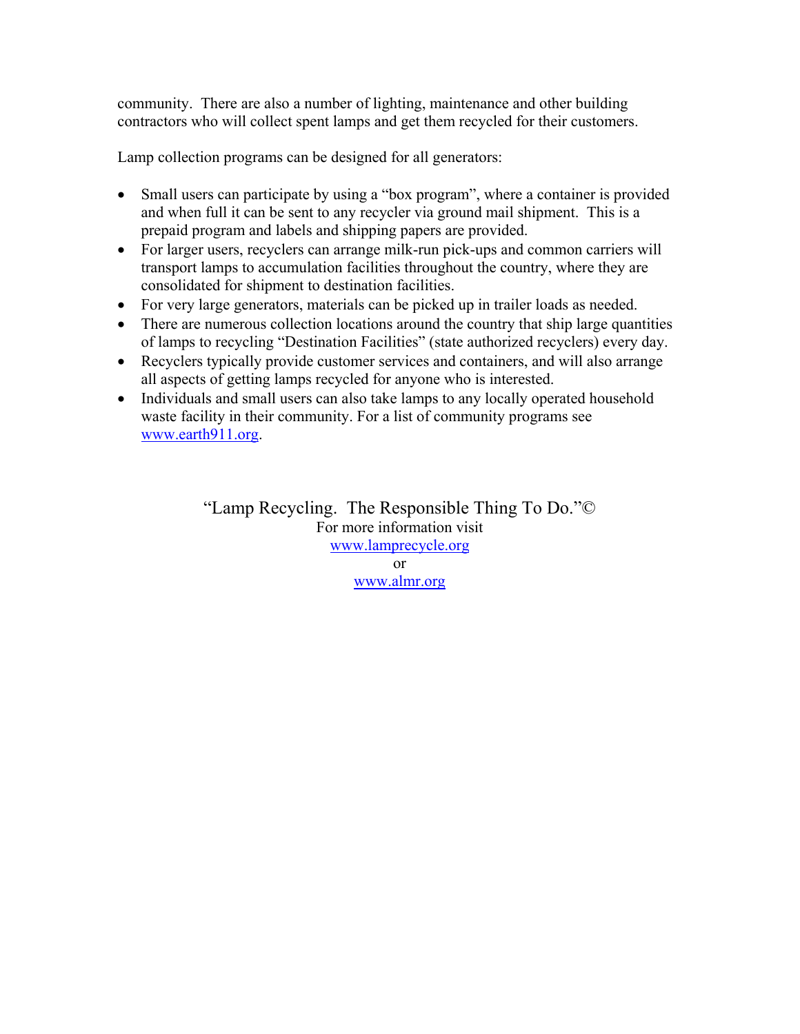community. There are also a number of lighting, maintenance and other building contractors who will collect spent lamps and get them recycled for their customers.

Lamp collection programs can be designed for all generators:

- Small users can participate by using a "box program", where a container is provided and when full it can be sent to any recycler via ground mail shipment. This is a prepaid program and labels and shipping papers are provided.
- For larger users, recyclers can arrange milk-run pick-ups and common carriers will transport lamps to accumulation facilities throughout the country, where they are consolidated for shipment to destination facilities.
- For very large generators, materials can be picked up in trailer loads as needed.
- There are numerous collection locations around the country that ship large quantities of lamps to recycling "Destination Facilities" (state authorized recyclers) every day.
- Recyclers typically provide customer services and containers, and will also arrange all aspects of getting lamps recycled for anyone who is interested.
- Individuals and small users can also take lamps to any locally operated household waste facility in their community. For a list of community programs see www.earth911.org.

"Lamp Recycling. The Responsible Thing To Do."©

For more information visit

www.lamprecycle.org

or

www.almr.org